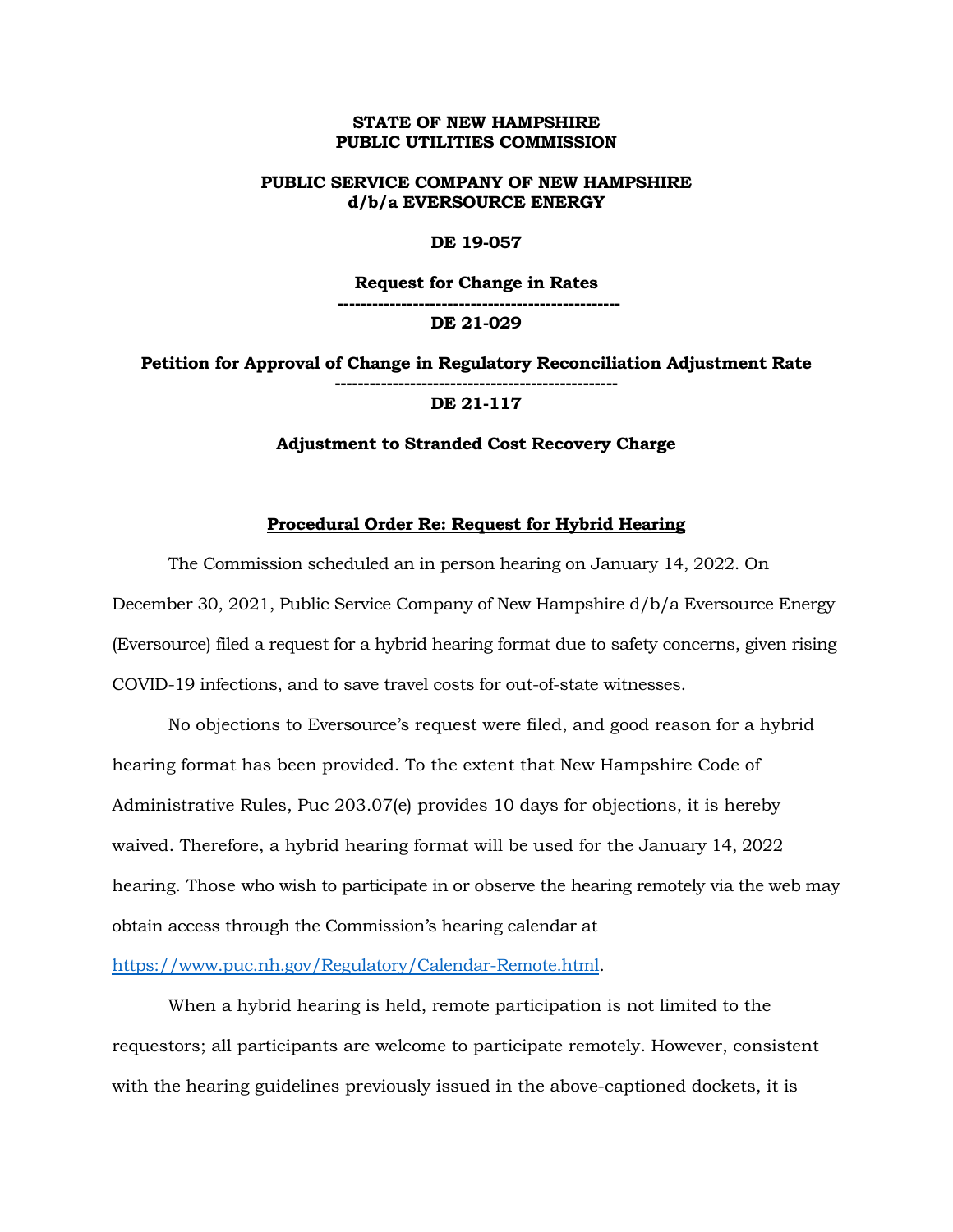**STATE OF NEW HAMPSHIRE**
**PUBLIC UTILITIES COMMISSION**

**PUBLIC SERVICE COMPANY OF NEW HAMPSHIRE**
**d/b/a EVERSOURCE ENERGY**

**DE 19-057**

**Request for Change in Rates**

---

**DE 21-029**

**Petition for Approval of Change in Regulatory Reconciliation Adjustment Rate**

---

**DE 21-117**

**Adjustment to Stranded Cost Recovery Charge**

**Procedural Order Re: Request for Hybrid Hearing**

The Commission scheduled an in person hearing on January 14, 2022. On December 30, 2021, Public Service Company of New Hampshire d/b/a Eversource Energy (Eversource) filed a request for a hybrid hearing format due to safety concerns, given rising COVID-19 infections, and to save travel costs for out-of-state witnesses.

No objections to Eversource's request were filed, and good reason for a hybrid hearing format has been provided. To the extent that New Hampshire Code of Administrative Rules, Puc 203.07(e) provides 10 days for objections, it is hereby waived. Therefore, a hybrid hearing format will be used for the January 14, 2022 hearing. Those who wish to participate in or observe the hearing remotely via the web may obtain access through the Commission's hearing calendar at https://www.puc.nh.gov/Regulatory/Calendar-Remote.html.

When a hybrid hearing is held, remote participation is not limited to the requestors; all participants are welcome to participate remotely. However, consistent with the hearing guidelines previously issued in the above-captioned dockets, it is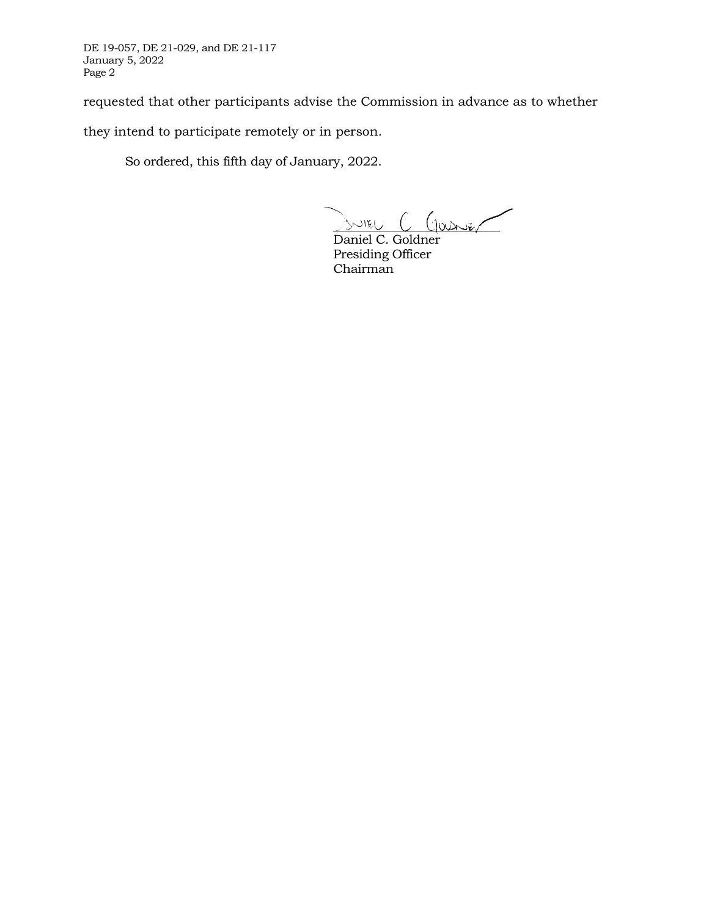requested that other participants advise the Commission in advance as to whether they intend to participate remotely or in person.

So ordered, this fifth day of January, 2022.

Daniel C. Goldner
Presiding Officer
Chairman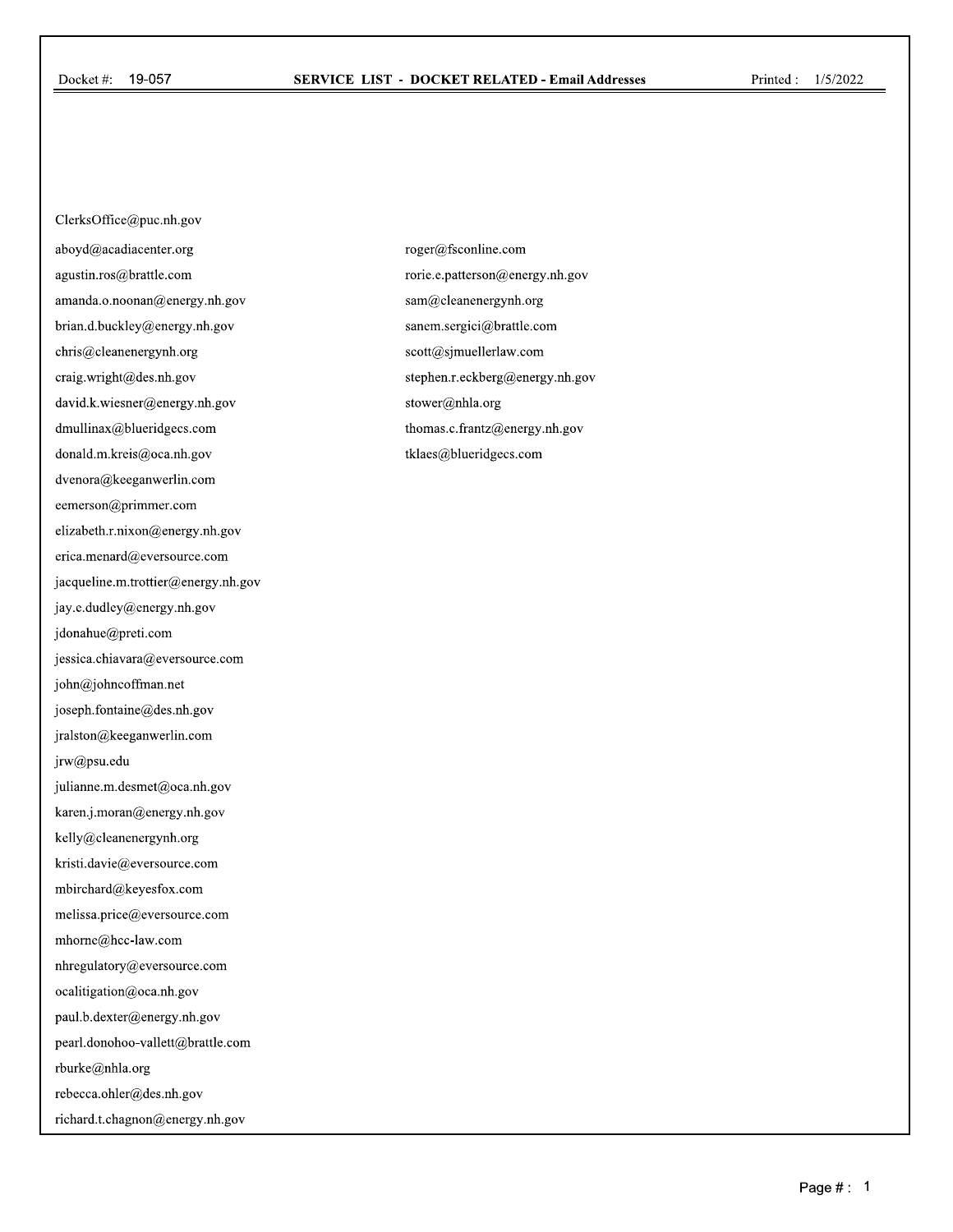Docket #: 19-057

**SERVICE LIST - DOCKET RELATED - Email Addresses**

Printed : 1/5/2022

ClerksOffice@puc.nh.gov
aboyd@acadiacenter.org
agustin.ros@brattle.com
amanda.o.noonan@energy.nh.gov
brian.d.buckley@energy.nh.gov
chris@cleanenergynh.org
craig.wright@des.nh.gov
david.k.wiesner@energy.nh.gov
dmullinax@blueridgecs.com
donald.m.kreis@oca.nh.gov
dvenora@keeganwerlin.com
eemerson@primmer.com
elizabeth.r.nixon@energy.nh.gov
erica.menard@eversource.com
jacqueline.m.trottier@energy.nh.gov
jay.e.dudley@energy.nh.gov
jdonahue@preti.com
jessica.chiavara@eversource.com
john@johncoffman.net
joseph.fontaine@des.nh.gov
jralston@keeganwerlin.com
jrw@psu.edu
julianne.m.desmet@oca.nh.gov
karen.j.moran@energy.nh.gov
kelly@cleanenergynh.org
kristi.davie@eversource.com
mbirchard@keyesfox.com
melissa.price@eversource.com
mhorne@hcc-law.com
nhregulatory@eversource.com
ocalitigation@oca.nh.gov
paul.b.dexter@energy.nh.gov
pearl.donohoo-vallett@brattle.com
rburke@nhla.org
rebecca.ohler@des.nh.gov
richard.t.chagnon@energy.nh.gov
roger@fsconline.com
rorie.e.patterson@energy.nh.gov
sam@cleanenergynh.org
sanem.sergici@brattle.com
scott@sjmuellerlaw.com
stephen.r.eckberg@energy.nh.gov
stower@nhla.org
thomas.c.frantz@energy.nh.gov
tklaes@blueridgecs.com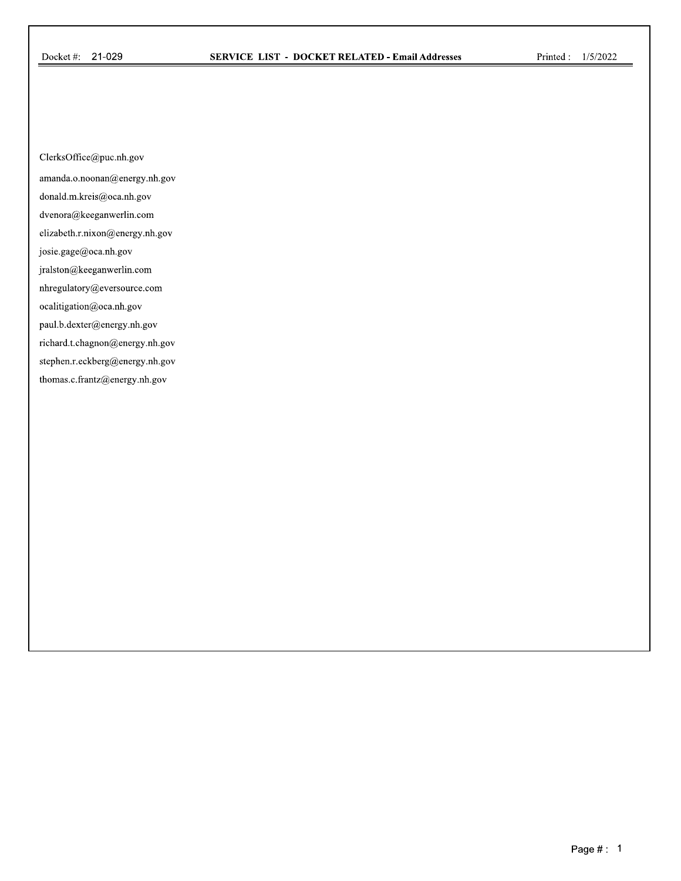Docket #: 21-029 **SERVICE LIST - DOCKET RELATED - Email Addresses** Printed: 1/5/2022

ClerksOffice@puc.nh.gov

amanda.o.noonan@energy.nh.gov

donald.m.kreis@oca.nh.gov

dvenora@keeganwerlin.com

elizabeth.r.nixon@energy.nh.gov

josie.gage@oca.nh.gov

jralston@keeganwerlin.com

nhregulatory@eversource.com

ocalitigation@oca.nh.gov

paul.b.dexter@energy.nh.gov

richard.t.chagnon@energy.nh.gov

stephen.r.eckberg@energy.nh.gov

thomas.c.frantz@energy.nh.gov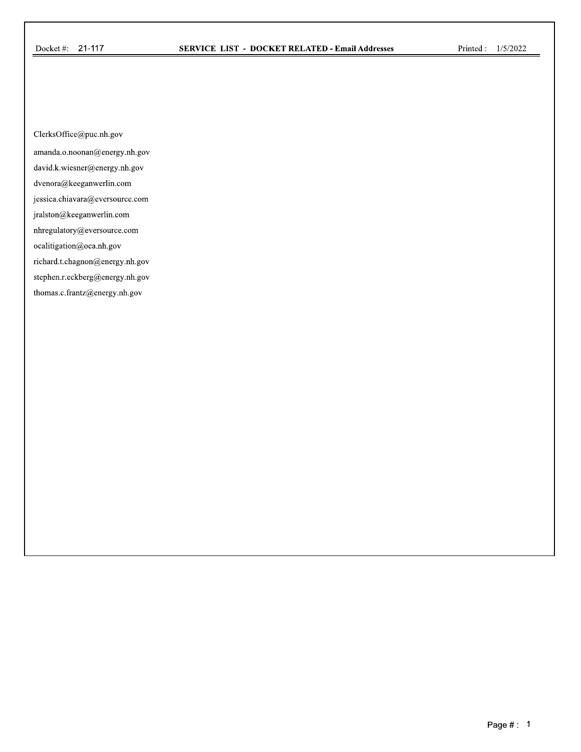Docket #: 21-117 **SERVICE LIST - DOCKET RELATED - Email Addresses** Printed : 1/5/2022

ClerksOffice@puc.nh.gov

amanda.o.noonan@energy.nh.gov

david.k.wiesner@energy.nh.gov

dvenora@keeganwerlin.com

jessica.chiavara@eversource.com

jralston@keeganwerlin.com

nhregulatory@eversource.com

ocalitigation@oca.nh.gov

richard.t.chagnon@energy.nh.gov

stephen.r.eckberg@energy.nh.gov

thomas.c.frantz@energy.nh.gov